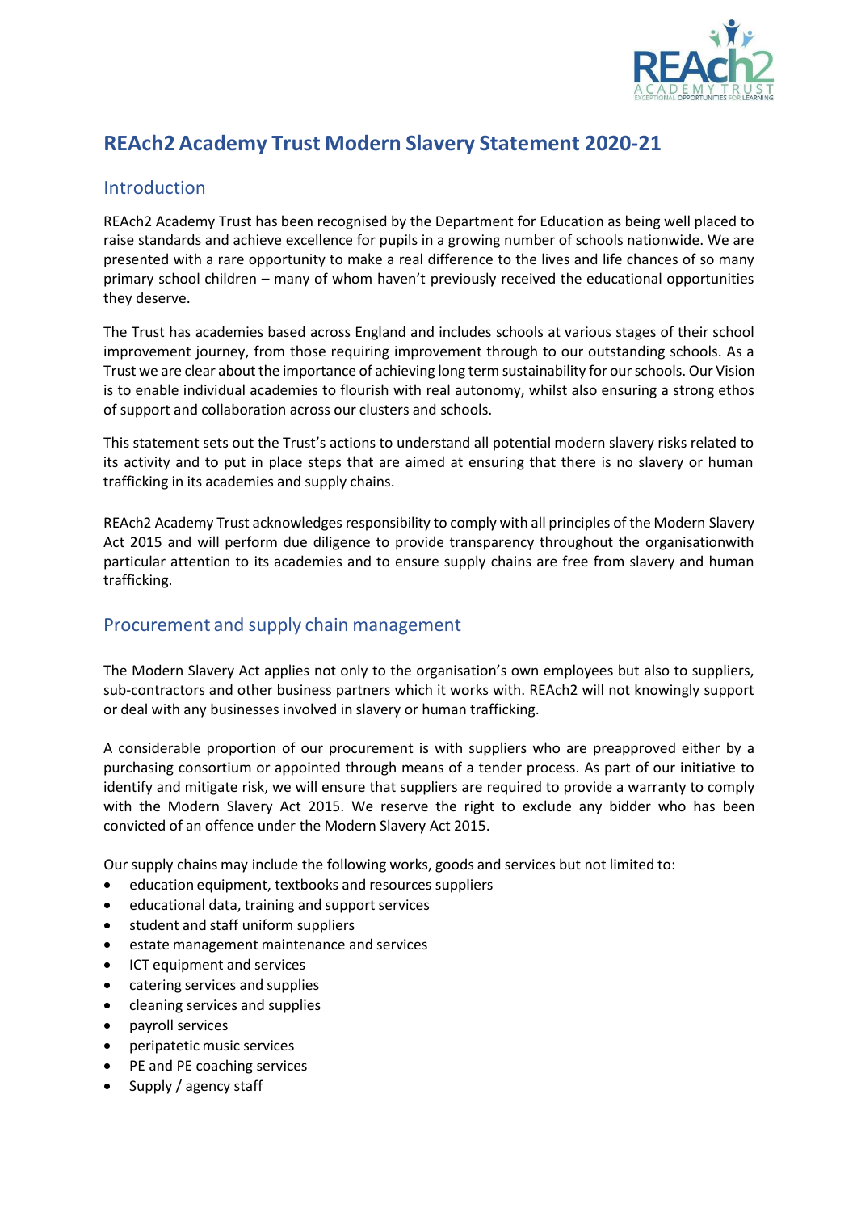# REAch2 Academy Trust Modern Slavery Statement 2020-21

## Introduction

REAch2 Academy Trust has been recognised by the Department for Education as being well placed to raise standards and achieve excellence for pupils in a growing number of schools nationwide. We are presented with a rare opportunity to make a real difference to the lives and life chances of so many primary school children – many of whom haven't previously received the educational opportunities they deserve.

The Trust has academies based across England and includes schools at various stages of their school improvement journey, from those requiring improvement through to our outstanding schools. As a Trust we are clear about the importance of achieving long term sustainability for our schools. Our Vision is to enable individual academies to flourish with real autonomy, whilst also ensuring a strong ethos of support and collaboration across our clusters and schools.

This statement sets out the Trust's actions to understand all potential modern slavery risks related to its activity and to put in place steps that are aimed at ensuring that there is no slavery or human trafficking in its academies and supply chains.

REAch2 Academy Trust acknowledges responsibility to comply with all principles of the Modern Slavery Act 2015 and will perform due diligence to provide transparency throughout the organisationwith particular attention to its academies and to ensure supply chains are free from slavery and human trafficking.

## Procurement and supply chain management

The Modern Slavery Act applies not only to the organisation's own employees but also to suppliers, sub-contractors and other business partners which it works with. REAch2 will not knowingly support or deal with any businesses involved in slavery or human trafficking.

A considerable proportion of our procurement is with suppliers who are preapproved either by a purchasing consortium or appointed through means of a tender process. As part of our initiative to identify and mitigate risk, we will ensure that suppliers are required to provide a warranty to comply with the Modern Slavery Act 2015. We reserve the right to exclude any bidder who has been convicted of an offence under the Modern Slavery Act 2015.

Our supply chains may include the following works, goods and services but not limited to:

- education equipment, textbooks and resources suppliers
- educational data, training and support services
- student and staff uniform suppliers
- estate management maintenance and services
- ICT equipment and services
- catering services and supplies
- cleaning services and supplies
- payroll services
- peripatetic music services
- PE and PE coaching services
- Supply / agency staff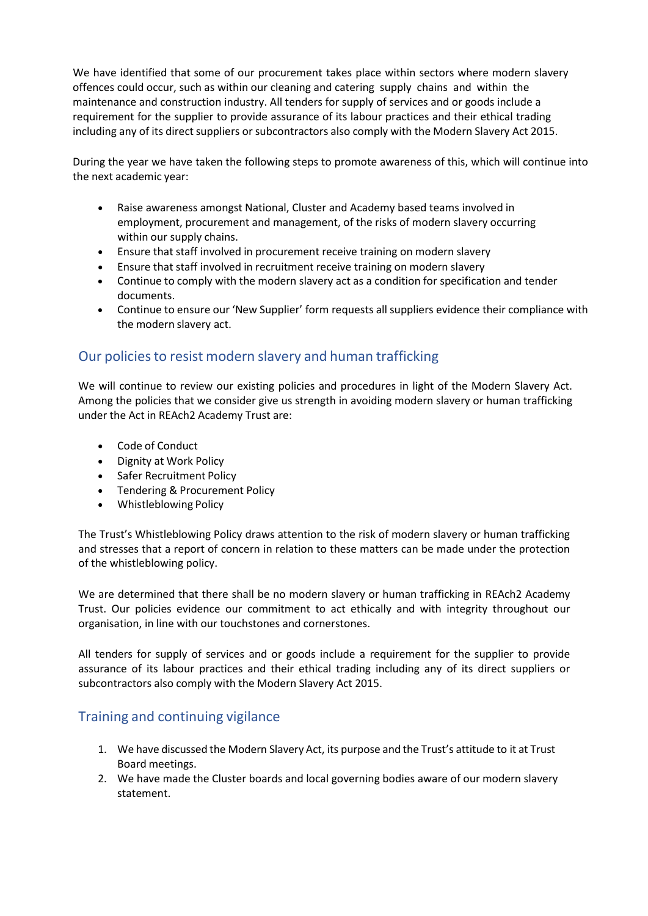We have identified that some of our procurement takes place within sectors where modern slavery offences could occur, such as within our cleaning and catering supply chains and within the maintenance and construction industry. All tenders for supply of services and or goods include a requirement for the supplier to provide assurance of its labour practices and their ethical trading including any of its direct suppliers or subcontractors also comply with the Modern Slavery Act 2015.

During the year we have taken the following steps to promote awareness of this, which will continue into the next academic year:

- Raise awareness amongst National, Cluster and Academy based teams involved in employment, procurement and management, of the risks of modern slavery occurring within our supply chains.
- Ensure that staff involved in procurement receive training on modern slavery
- Ensure that staff involved in recruitment receive training on modern slavery
- Continue to comply with the modern slavery act as a condition for specification and tender documents.
- Continue to ensure our 'New Supplier' form requests all suppliers evidence their compliance with the modern slavery act.

## Our policies to resist modern slavery and human trafficking

We will continue to review our existing policies and procedures in light of the Modern Slavery Act. Among the policies that we consider give us strength in avoiding modern slavery or human trafficking under the Act in REAch2 Academy Trust are:

- Code of Conduct
- Dignity at Work Policy
- Safer Recruitment Policy
- Tendering & Procurement Policy
- Whistleblowing Policy

The Trust's Whistleblowing Policy draws attention to the risk of modern slavery or human trafficking and stresses that a report of concern in relation to these matters can be made under the protection of the whistleblowing policy.

We are determined that there shall be no modern slavery or human trafficking in REAch2 Academy Trust. Our policies evidence our commitment to act ethically and with integrity throughout our organisation, in line with our touchstones and cornerstones.

All tenders for supply of services and or goods include a requirement for the supplier to provide assurance of its labour practices and their ethical trading including any of its direct suppliers or subcontractors also comply with the Modern Slavery Act 2015.

## Training and continuing vigilance

1. We have discussed the Modern Slavery Act, its purpose and the Trust's attitude to it at Trust Board meetings.
2. We have made the Cluster boards and local governing bodies aware of our modern slavery statement.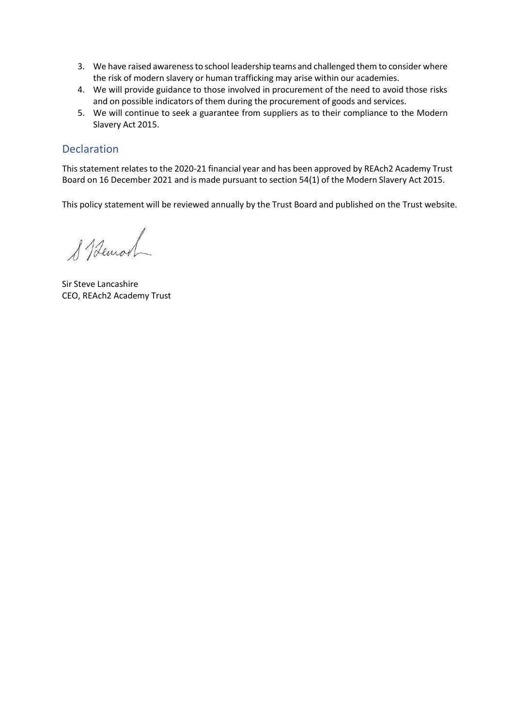3. We have raised awareness to school leadership teams and challenged them to consider where the risk of modern slavery or human trafficking may arise within our academies.
4. We will provide guidance to those involved in procurement of the need to avoid those risks and on possible indicators of them during the procurement of goods and services.
5. We will continue to seek a guarantee from suppliers as to their compliance to the Modern Slavery Act 2015.

## Declaration

This statement relates to the 2020-21 financial year and has been approved by REAch2 Academy Trust Board on 16 December 2021 and is made pursuant to section 54(1) of the Modern Slavery Act 2015.

This policy statement will be reviewed annually by the Trust Board and published on the Trust website.

Sir Steve Lancashire
CEO, REAch2 Academy Trust